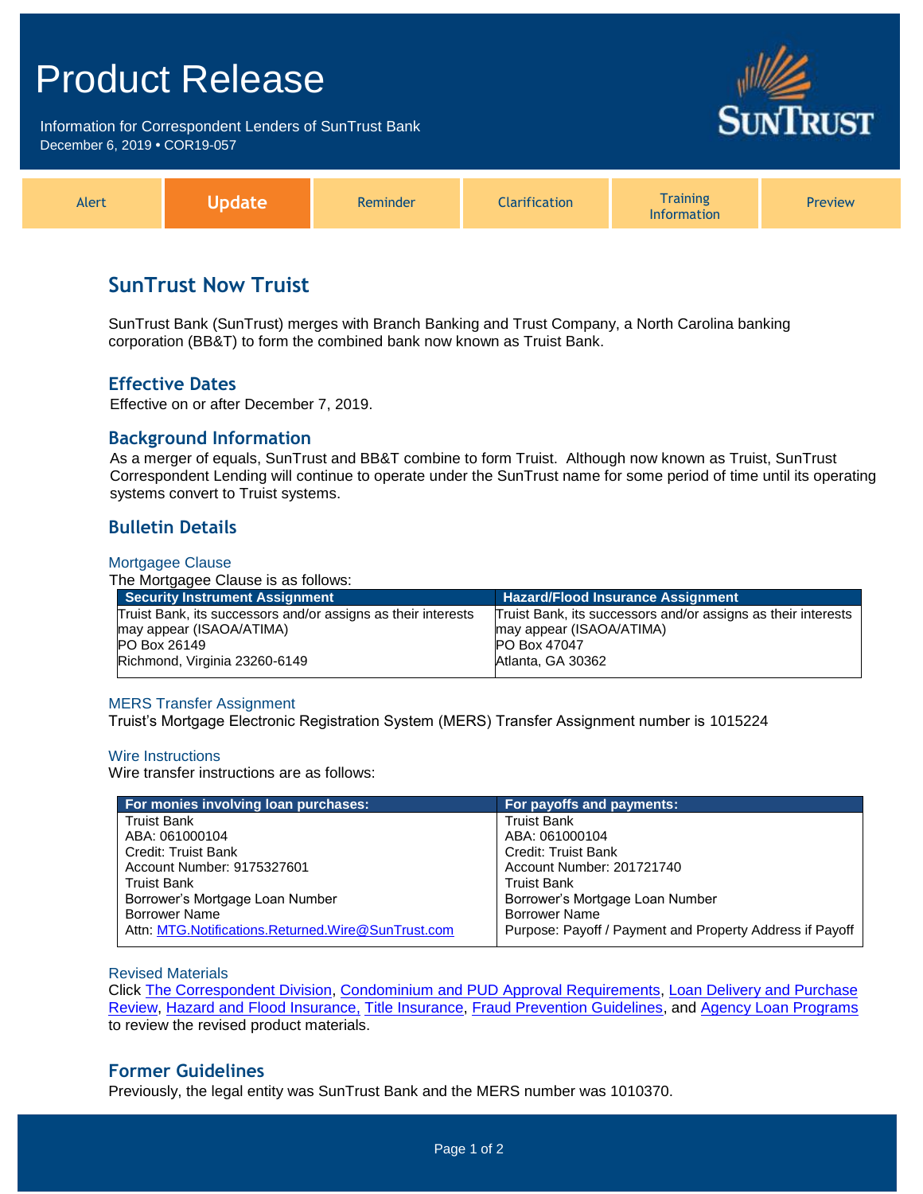# Product Release

Information for Correspondent Lenders of SunTrust Bank
December 6, 2019 • COR19-057

| Alert | **Update** | Reminder | Clarification | Training Information | Preview |
|---|---|---|---|---|---|

## SunTrust Now Truist

SunTrust Bank (SunTrust) merges with Branch Banking and Trust Company, a North Carolina banking corporation (BB&T) to form the combined bank now known as Truist Bank.

### Effective Dates

Effective on or after December 7, 2019.

### Background Information

As a merger of equals, SunTrust and BB&T combine to form Truist. Although now known as Truist, SunTrust Correspondent Lending will continue to operate under the SunTrust name for some period of time until its operating systems convert to Truist systems.

### Bulletin Details

#### Mortgagee Clause

The Mortgagee Clause is as follows:

| Security Instrument Assignment | Hazard/Flood Insurance Assignment |
|---|---|
| Truist Bank, its successors and/or assigns as their interests may appear (ISAOA/ATIMA)<br>PO Box 26149<br>Richmond, Virginia 23260-6149 | Truist Bank, its successors and/or assigns as their interests may appear (ISAOA/ATIMA)<br>PO Box 47047<br>Atlanta, GA 30362 |

#### MERS Transfer Assignment

Truist's Mortgage Electronic Registration System (MERS) Transfer Assignment number is 1015224

#### Wire Instructions

Wire transfer instructions are as follows:

| For monies involving loan purchases: | For payoffs and payments: |
|---|---|
| Truist Bank<br>ABA: 061000104<br>Credit: Truist Bank<br>Account Number: 9175327601<br>Truist Bank<br>Borrower's Mortgage Loan Number<br>Borrower Name<br>Attn: MTG.Notifications.Returned.Wire@SunTrust.com | Truist Bank<br>ABA: 061000104<br>Credit: Truist Bank<br>Account Number: 201721740<br>Truist Bank<br>Borrower's Mortgage Loan Number<br>Borrower Name<br>Purpose: Payoff / Payment and Property Address if Payoff |

#### Revised Materials

Click The Correspondent Division, Condominium and PUD Approval Requirements, Loan Delivery and Purchase Review, Hazard and Flood Insurance, Title Insurance, Fraud Prevention Guidelines, and Agency Loan Programs to review the revised product materials.

### Former Guidelines

Previously, the legal entity was SunTrust Bank and the MERS number was 1010370.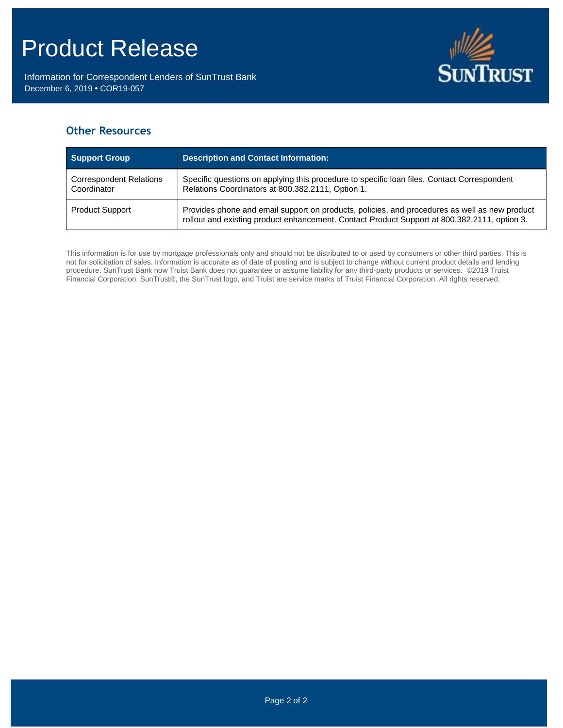## Other Resources

| Support Group | Description and Contact Information: |
|---|---|
| Correspondent Relations Coordinator | Specific questions on applying this procedure to specific loan files. Contact Correspondent Relations Coordinators at 800.382.2111, Option 1. |
| Product Support | Provides phone and email support on products, policies, and procedures as well as new product rollout and existing product enhancement. Contact Product Support at 800.382.2111, option 3. |

This information is for use by mortgage professionals only and should not be distributed to or used by consumers or other third parties. This is not for solicitation of sales. Information is accurate as of date of posting and is subject to change without current product details and lending procedure. SunTrust Bank now Truist Bank does not guarantee or assume liability for any third-party products or services. ©2019 Truist Financial Corporation. SunTrust®, the SunTrust logo, and Truist are service marks of Truist Financial Corporation. All rights reserved.